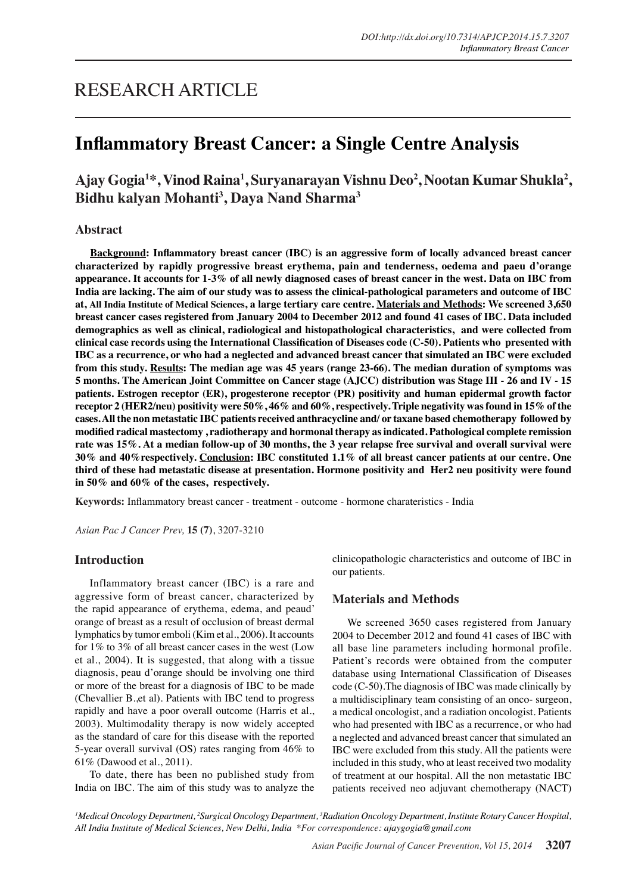# RESEARCH ARTICLE

# Inflammatory Breast Cancer: a Single Centre Analysis

**Ajay Gogia[1]*, Vinod Raina[1], Suryanarayan Vishnu Deo[2], Nootan Kumar Shukla[2], Bidhu kalyan Mohanti[3], Daya Nand Sharma[3]**

## Abstract

**<u>Background</u>: Inflammatory breast cancer (IBC) is an aggressive form of locally advanced breast cancer characterized by rapidly progressive breast erythema, pain and tenderness, oedema and paeu d'orange appearance. It accounts for 1-3% of all newly diagnosed cases of breast cancer in the west. Data on IBC from India are lacking. The aim of our study was to assess the clinical-pathological parameters and outcome of IBC at, All India Institute of Medical Sciences, a large tertiary care centre. <u>Materials and Methods</u>: We screened 3,650 breast cancer cases registered from January 2004 to December 2012 and found 41 cases of IBC. Data included demographics as well as clinical, radiological and histopathological characteristics, and were collected from clinical case records using the International Classification of Diseases code (C-50). Patients who presented with IBC as a recurrence, or who had a neglected and advanced breast cancer that simulated an IBC were excluded from this study. <u>Results</u>: The median age was 45 years (range 23-66). The median duration of symptoms was 5 months. The American Joint Committee on Cancer stage (AJCC) distribution was Stage III - 26 and IV - 15 patients. Estrogen receptor (ER), progesterone receptor (PR) positivity and human epidermal growth factor receptor 2 (HER2/neu) positivity were 50%, 46% and 60%, respectively. Triple negativity was found in 15% of the cases. All the non metastatic IBC patients received anthracycline and/ or taxane based chemotherapy followed by modified radical mastectomy , radiotherapy and hormonal therapy as indicated. Pathological complete remission rate was 15%. At a median follow-up of 30 months, the 3 year relapse free survival and overall survival were 30% and 40% respectively. <u>Conclusion</u>: IBC constituted 1.1% of all breast cancer patients at our centre. One third of these had metastatic disease at presentation. Hormone positivity and Her2 neu positivity were found in 50% and 60% of the cases, respectively.**

**Keywords:** Inflammatory breast cancer - treatment - outcome - hormone charateristics - India

*Asian Pac J Cancer Prev,* **15 (7)**, 3207-3210

## Introduction

Inflammatory breast cancer (IBC) is a rare and aggressive form of breast cancer, characterized by the rapid appearance of erythema, edema, and peaud' orange of breast as a result of occlusion of breast dermal lymphatics by tumor emboli (Kim et al., 2006). It accounts for 1% to 3% of all breast cancer cases in the west (Low et al., 2004). It is suggested, that along with a tissue diagnosis, peau d'orange should be involving one third or more of the breast for a diagnosis of IBC to be made (Chevallier B.,et al). Patients with IBC tend to progress rapidly and have a poor overall outcome (Harris et al., 2003). Multimodality therapy is now widely accepted as the standard of care for this disease with the reported 5-year overall survival (OS) rates ranging from 46% to 61% (Dawood et al., 2011).

To date, there has been no published study from India on IBC. The aim of this study was to analyze the clinicopathologic characteristics and outcome of IBC in our patients.

## Materials and Methods

We screened 3650 cases registered from January 2004 to December 2012 and found 41 cases of IBC with all base line parameters including hormonal profile. Patient's records were obtained from the computer database using International Classification of Diseases code (C-50).The diagnosis of IBC was made clinically by a multidisciplinary team consisting of an onco- surgeon, a medical oncologist, and a radiation oncologist. Patients who had presented with IBC as a recurrence, or who had a neglected and advanced breast cancer that simulated an IBC were excluded from this study. All the patients were included in this study, who at least received two modality of treatment at our hospital. All the non metastatic IBC patients received neo adjuvant chemotherapy (NACT)

*[1]Medical Oncology Department, [2]Surgical Oncology Department, [3]Radiation Oncology Department, Institute Rotary Cancer Hospital, All India Institute of Medical Sciences, New Delhi, India \*For correspondence: ajaygogia@gmail.com*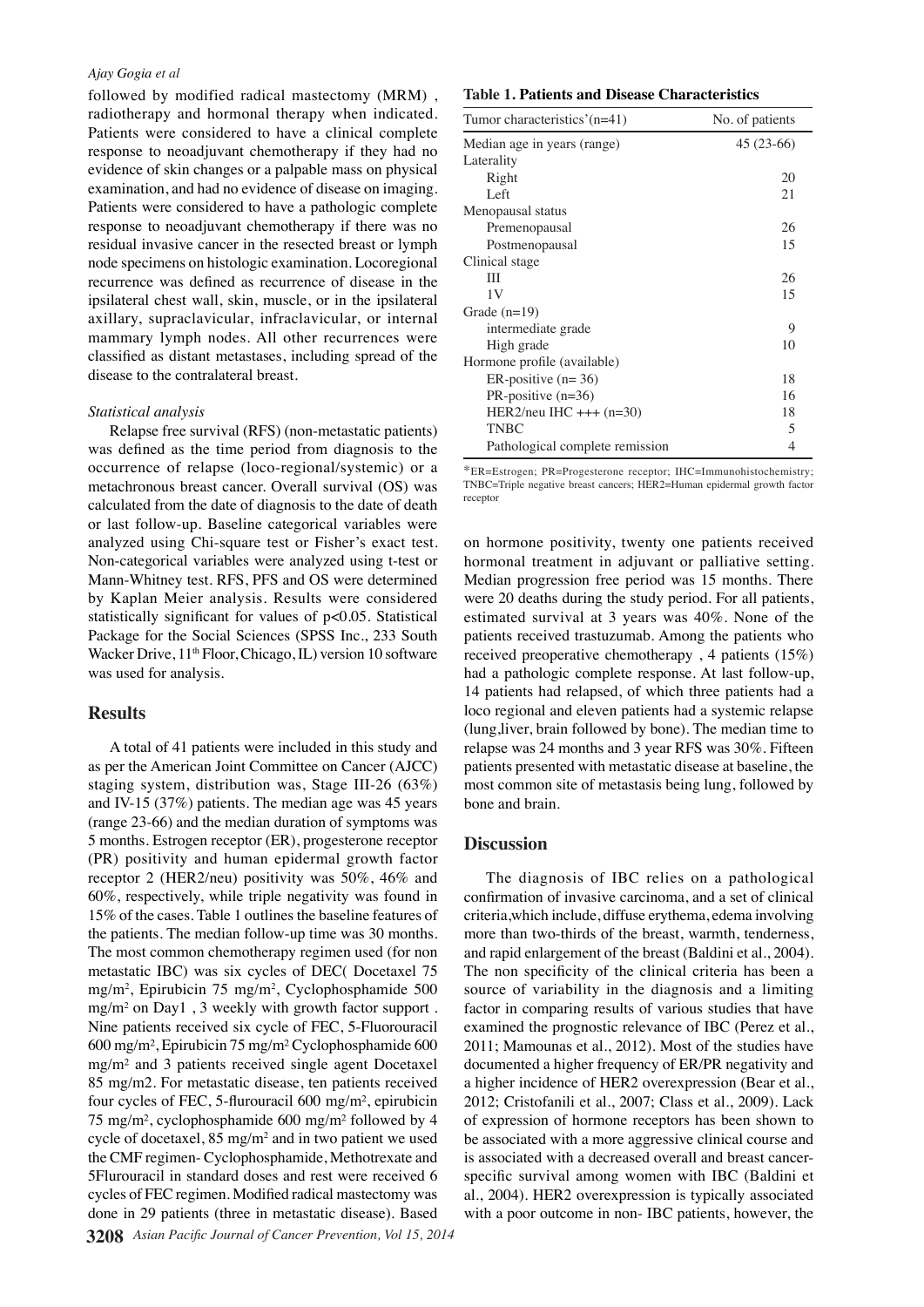followed by modified radical mastectomy (MRM) , radiotherapy and hormonal therapy when indicated. Patients were considered to have a clinical complete response to neoadjuvant chemotherapy if they had no evidence of skin changes or a palpable mass on physical examination, and had no evidence of disease on imaging. Patients were considered to have a pathologic complete response to neoadjuvant chemotherapy if there was no residual invasive cancer in the resected breast or lymph node specimens on histologic examination. Locoregional recurrence was defined as recurrence of disease in the ipsilateral chest wall, skin, muscle, or in the ipsilateral axillary, supraclavicular, infraclavicular, or internal mammary lymph nodes. All other recurrences were classified as distant metastases, including spread of the disease to the contralateral breast.

*Statistical analysis*

Relapse free survival (RFS) (non-metastatic patients) was defined as the time period from diagnosis to the occurrence of relapse (loco-regional/systemic) or a metachronous breast cancer. Overall survival (OS) was calculated from the date of diagnosis to the date of death or last follow-up. Baseline categorical variables were analyzed using Chi-square test or Fisher's exact test. Non-categorical variables were analyzed using t-test or Mann-Whitney test. RFS, PFS and OS were determined by Kaplan Meier analysis. Results were considered statistically significant for values of $p<0.05$. Statistical Package for the Social Sciences (SPSS Inc., 233 South Wacker Drive, 11th Floor, Chicago, IL) version 10 software was used for analysis.

## Results

A total of 41 patients were included in this study and as per the American Joint Committee on Cancer (AJCC) staging system, distribution was, Stage III-26 (63%) and IV-15 (37%) patients. The median age was 45 years (range 23-66) and the median duration of symptoms was 5 months. Estrogen receptor (ER), progesterone receptor (PR) positivity and human epidermal growth factor receptor 2 (HER2/neu) positivity was 50%, 46% and 60%, respectively, while triple negativity was found in 15% of the cases. Table 1 outlines the baseline features of the patients. The median follow-up time was 30 months. The most common chemotherapy regimen used (for non metastatic IBC) was six cycles of DEC( Docetaxel 75 mg/m$^2$, Epirubicin 75 mg/m$^2$, Cyclophosphamide 500 mg/m$^2$ on Day1 , 3 weekly with growth factor support . Nine patients received six cycle of FEC, 5-Fluorouracil 600 mg/m$^2$, Epirubicin 75 mg/m$^2$ Cyclophosphamide 600 mg/m$^2$ and 3 patients received single agent Docetaxel 85 mg/m2. For metastatic disease, ten patients received four cycles of FEC, 5-flurouracil 600 mg/m$^2$, epirubicin 75 mg/m$^2$, cyclophosphamide 600 mg/m$^2$ followed by 4 cycle of docetaxel, 85 mg/m$^2$ and in two patient we used the CMF regimen- Cyclophosphamide, Methotrexate and 5Flurouracil in standard doses and rest were received 6 cycles of FEC regimen. Modified radical mastectomy was done in 29 patients (three in metastatic disease). Based on hormone positivity, twenty one patients received hormonal treatment in adjuvant or palliative setting. Median progression free period was 15 months. There were 20 deaths during the study period. For all patients, estimated survival at 3 years was 40%. None of the patients received trastuzumab. Among the patients who received preoperative chemotherapy , 4 patients (15%) had a pathologic complete response. At last follow-up, 14 patients had relapsed, of which three patients had a loco regional and eleven patients had a systemic relapse (lung,liver, brain followed by bone). The median time to relapse was 24 months and 3 year RFS was 30%. Fifteen patients presented with metastatic disease at baseline, the most common site of metastasis being lung, followed by bone and brain.

**Table 1. Patients and Disease Characteristics**

| Tumor characteristics*(n=41) | No. of patients |
|---|---|
| Median age in years (range) | 45 (23-66) |
| Laterality | |
| Right | 20 |
| Left | 21 |
| Menopausal status | |
| Premenopausal | 26 |
| Postmenopausal | 15 |
| Clinical stage | |
| III | 26 |
| 1V | 15 |
| Grade (n=19) | |
| intermediate grade | 9 |
| High grade | 10 |
| Hormone profile (available) | |
| ER-positive (n= 36) | 18 |
| PR-positive (n=36) | 16 |
| HER2/neu IHC +++ (n=30) | 18 |
| TNBC | 5 |
| Pathological complete remission | 4 |

*ER=Estrogen; PR=Progesterone receptor; IHC=Immunohistochemistry; TNBC=Triple negative breast cancers; HER2=Human epidermal growth factor receptor

## Discussion

The diagnosis of IBC relies on a pathological confirmation of invasive carcinoma, and a set of clinical criteria,which include, diffuse erythema, edema involving more than two-thirds of the breast, warmth, tenderness, and rapid enlargement of the breast (Baldini et al., 2004). The non specificity of the clinical criteria has been a source of variability in the diagnosis and a limiting factor in comparing results of various studies that have examined the prognostic relevance of IBC (Perez et al., 2011; Mamounas et al., 2012). Most of the studies have documented a higher frequency of ER/PR negativity and a higher incidence of HER2 overexpression (Bear et al., 2012; Cristofanili et al., 2007; Class et al., 2009). Lack of expression of hormone receptors has been shown to be associated with a more aggressive clinical course and is associated with a decreased overall and breast cancer-specific survival among women with IBC (Baldini et al., 2004). HER2 overexpression is typically associated with a poor outcome in non- IBC patients, however, the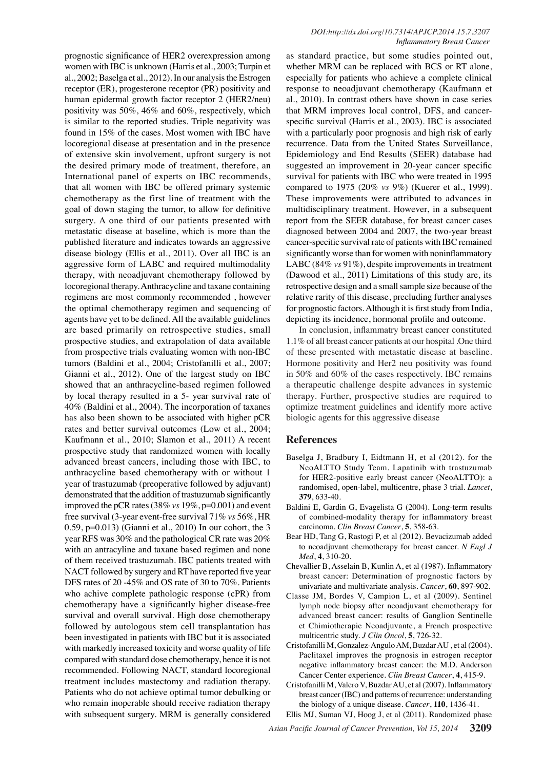prognostic significance of HER2 overexpression among women with IBC is unknown (Harris et al., 2003; Turpin et al., 2002; Baselga et al., 2012). In our analysis the Estrogen receptor (ER), progesterone receptor (PR) positivity and human epidermal growth factor receptor 2 (HER2/neu) positivity was 50%, 46% and 60%, respectively, which is similar to the reported studies. Triple negativity was found in 15% of the cases. Most women with IBC have locoregional disease at presentation and in the presence of extensive skin involvement, upfront surgery is not the desired primary mode of treatment, therefore, an International panel of experts on IBC recommends, that all women with IBC be offered primary systemic chemotherapy as the first line of treatment with the goal of down staging the tumor, to allow for definitive surgery. A one third of our patients presented with metastatic disease at baseline, which is more than the published literature and indicates towards an aggressive disease biology (Ellis et al., 2011). Over all IBC is an aggressive form of LABC and required multimodality therapy, with neoadjuvant chemotherapy followed by locoregional therapy. Anthracycline and taxane containing regimens are most commonly recommended , however the optimal chemotherapy regimen and sequencing of agents have yet to be defined. All the available guidelines are based primarily on retrospective studies, small prospective studies, and extrapolation of data available from prospective trials evaluating women with non-IBC tumors (Baldini et al., 2004; Cristofanilli et al., 2007; Gianni et al., 2012). One of the largest study on IBC showed that an anthracycline-based regimen followed by local therapy resulted in a 5- year survival rate of 40% (Baldini et al., 2004). The incorporation of taxanes has also been shown to be associated with higher pCR rates and better survival outcomes (Low et al., 2004; Kaufmann et al., 2010; Slamon et al., 2011) A recent prospective study that randomized women with locally advanced breast cancers, including those with IBC, to anthracycline based chemotherapy with or without 1 year of trastuzumab (preoperative followed by adjuvant) demonstrated that the addition of trastuzumab significantly improved the pCR rates (38% *vs* 19%, p=0.001) and event free survival (3-year event-free survival 71% *vs* 56%, HR 0.59, p=0.013) (Gianni et al., 2010) In our cohort, the 3 year RFS was 30% and the pathological CR rate was 20% with an antracyline and taxane based regimen and none of them received trastuzumab. IBC patients treated with NACT followed by surgery and RT have reported five year DFS rates of 20 -45% and OS rate of 30 to 70%. Patients who achive complete pathologic response (cPR) from chemotherapy have a significantly higher disease-free survival and overall survival. High dose chemotherapy followed by autologous stem cell transplantation has been investigated in patients with IBC but it is associated with markedly increased toxicity and worse quality of life compared with standard dose chemotherapy, hence it is not recommended. Following NACT, standard locoregional treatment includes mastectomy and radiation therapy. Patients who do not achieve optimal tumor debulking or who remain inoperable should receive radiation therapy with subsequent surgery. MRM is generally considered as standard practice, but some studies pointed out, whether MRM can be replaced with BCS or RT alone, especially for patients who achieve a complete clinical response to neoadjuvant chemotherapy (Kaufmann et al., 2010). In contrast others have shown in case series that MRM improves local control, DFS, and cancer-specific survival (Harris et al., 2003). IBC is associated with a particularly poor prognosis and high risk of early recurrence. Data from the United States Surveillance, Epidemiology and End Results (SEER) database had suggested an improvement in 20-year cancer specific survival for patients with IBC who were treated in 1995 compared to 1975 (20% *vs* 9%) (Kuerer et al., 1999). These improvements were attributed to advances in multidisciplinary treatment. However, in a subsequent report from the SEER database, for breast cancer cases diagnosed between 2004 and 2007, the two-year breast cancer-specific survival rate of patients with IBC remained significantly worse than for women with noninflammatory LABC (84% *vs* 91%), despite improvements in treatment (Dawood et al., 2011) Limitations of this study are, its retrospective design and a small sample size because of the relative rarity of this disease, precluding further analyses for prognostic factors. Although it is first study from India, depicting its incidence, hormonal profile and outcome.

In conclusion, inflammatry breast cancer constituted 1.1% of all breast cancer patients at our hospital .One third of these presented with metastatic disease at baseline. Hormone positivity and Her2 neu positivity was found in 50% and 60% of the cases respectively. IBC remains a therapeutic challenge despite advances in systemic therapy. Further, prospective studies are required to optimize treatment guidelines and identify more active biologic agents for this aggressive disease

## References

Baselga J, Bradbury I, Eidtmann H, et al (2012). for the NeoALTTO Study Team. Lapatinib with trastuzumab for HER2-positive early breast cancer (NeoALTTO): a randomised, open-label, multicentre, phase 3 trial. *Lancet*, **379**, 633-40.

Baldini E, Gardin G, Evagelista G (2004). Long-term results of combined-modality therapy for inflammatory breast carcinoma. *Clin Breast Cancer*, **5**, 358-63.

Bear HD, Tang G, Rastogi P, et al (2012). Bevacizumab added to neoadjuvant chemotherapy for breast cancer. *N Engl J Med*, **4**, 310-20.

Chevallier B, Asselain B, Kunlin A, et al (1987). Inflammatory breast cancer: Determination of prognostic factors by univariate and multivariate analysis. *Cancer*, **60**, 897-902.

Classe JM, Bordes V, Campion L, et al (2009). Sentinel lymph node biopsy after neoadjuvant chemotherapy for advanced breast cancer: results of Ganglion Sentinelle et Chimiotherapie Neoadjuvante, a French prospective multicentric study. *J Clin Oncol*, **5**, 726-32.

Cristofanilli M, Gonzalez-Angulo AM, Buzdar AU , et al (2004). Paclitaxel improves the prognosis in estrogen receptor negative inflammatory breast cancer: the M.D. Anderson Cancer Center experience. *Clin Breast Cancer*, **4**, 415-9.

Cristofanilli M, Valero V, Buzdar AU, et al (2007). Inflammatory breast cancer (IBC) and patterns of recurrence: understanding the biology of a unique disease. *Cancer*, **110**, 1436-41.

Ellis MJ, Suman VJ, Hoog J, et al (2011). Randomized phase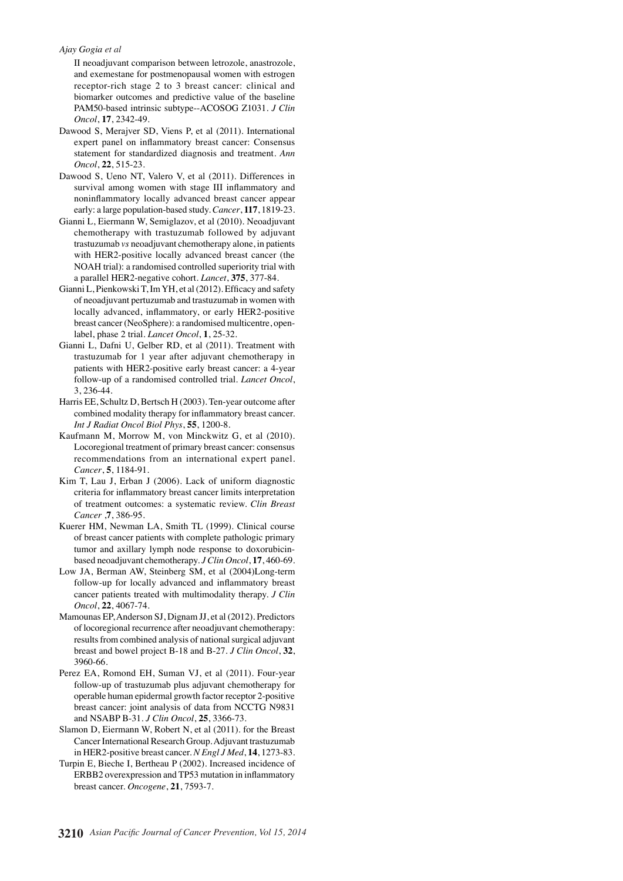II neoadjuvant comparison between letrozole, anastrozole, and exemestane for postmenopausal women with estrogen receptor-rich stage 2 to 3 breast cancer: clinical and biomarker outcomes and predictive value of the baseline PAM50-based intrinsic subtype--ACOSOG Z1031. *J Clin Oncol*, **17**, 2342-49.

Dawood S, Merajver SD, Viens P, et al (2011). International expert panel on inflammatory breast cancer: Consensus statement for standardized diagnosis and treatment. *Ann Oncol*, **22**, 515-23.

Dawood S, Ueno NT, Valero V, et al (2011). Differences in survival among women with stage III inflammatory and noninflammatory locally advanced breast cancer appear early: a large population-based study. *Cancer*, **117**, 1819-23.

Gianni L, Eiermann W, Semiglazov, et al (2010). Neoadjuvant chemotherapy with trastuzumab followed by adjuvant trastuzumab *vs* neoadjuvant chemotherapy alone, in patients with HER2-positive locally advanced breast cancer (the NOAH trial): a randomised controlled superiority trial with a parallel HER2-negative cohort. *Lancet*, **375**, 377-84.

Gianni L, Pienkowski T, Im YH, et al (2012). Efficacy and safety of neoadjuvant pertuzumab and trastuzumab in women with locally advanced, inflammatory, or early HER2-positive breast cancer (NeoSphere): a randomised multicentre, open-label, phase 2 trial. *Lancet Oncol*, **1**, 25-32.

Gianni L, Dafni U, Gelber RD, et al (2011). Treatment with trastuzumab for 1 year after adjuvant chemotherapy in patients with HER2-positive early breast cancer: a 4-year follow-up of a randomised controlled trial. *Lancet Oncol*, 3, 236-44.

Harris EE, Schultz D, Bertsch H (2003). Ten-year outcome after combined modality therapy for inflammatory breast cancer. *Int J Radiat Oncol Biol Phys*, **55**, 1200-8.

Kaufmann M, Morrow M, von Minckwitz G, et al (2010). Locoregional treatment of primary breast cancer: consensus recommendations from an international expert panel. *Cancer*, **5**, 1184-91.

Kim T, Lau J, Erban J (2006). Lack of uniform diagnostic criteria for inflammatory breast cancer limits interpretation of treatment outcomes: a systematic review. *Clin Breast Cancer* ,**7**, 386-95.

Kuerer HM, Newman LA, Smith TL (1999). Clinical course of breast cancer patients with complete pathologic primary tumor and axillary lymph node response to doxorubicin-based neoadjuvant chemotherapy. *J Clin Oncol*, **17**, 460-69.

Low JA, Berman AW, Steinberg SM, et al (2004)Long-term follow-up for locally advanced and inflammatory breast cancer patients treated with multimodality therapy. *J Clin Oncol*, **22**, 4067-74.

Mamounas EP, Anderson SJ, Dignam JJ, et al (2012). Predictors of locoregional recurrence after neoadjuvant chemotherapy: results from combined analysis of national surgical adjuvant breast and bowel project B-18 and B-27. *J Clin Oncol*, **32**, 3960-66.

Perez EA, Romond EH, Suman VJ, et al (2011). Four-year follow-up of trastuzumab plus adjuvant chemotherapy for operable human epidermal growth factor receptor 2-positive breast cancer: joint analysis of data from NCCTG N9831 and NSABP B-31. *J Clin Oncol*, **25**, 3366-73.

Slamon D, Eiermann W, Robert N, et al (2011). for the Breast Cancer International Research Group. Adjuvant trastuzumab in HER2-positive breast cancer. *N Engl J Med*, **14**, 1273-83.

Turpin E, Bieche I, Bertheau P (2002). Increased incidence of ERBB2 overexpression and TP53 mutation in inflammatory breast cancer. *Oncogene*, **21**, 7593-7.